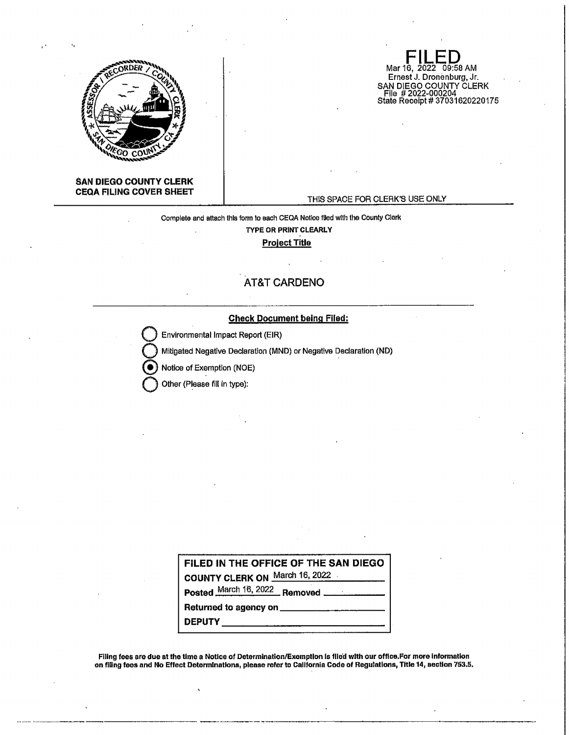**SAN DIEGO COUNTY CLERK**
**CEQA FILING COVER SHEET**

**FILED**
Mar 16, 2022 09:58 AM
Ernest J. Dronenburg, Jr.
SAN DIEGO COUNTY CLERK
File # 2022-000204
State Receipt # 37031620220175

THIS SPACE FOR CLERK'S USE ONLY

Complete and attach this form to each CEQA Notice filed with the County Clerk

**TYPE OR PRINT CLEARLY**

**Project Title**

AT&T CARDENO

**Check Document being Filed:**

- ○ Environmental Impact Report (EIR)
- ○ Mitigated Negative Declaration (MND) or Negative Declaration (ND)
- ● Notice of Exemption (NOE)
- ○ Other (Please fill in type):

**FILED IN THE OFFICE OF THE SAN DIEGO COUNTY CLERK ON** March 16, 2022

**Posted** March 16, 2022 **Removed** \_\_\_\_\_\_\_\_

**Returned to agency on** \_\_\_\_\_\_\_\_

**DEPUTY** \_\_\_\_\_\_\_\_

**Filing fees are due at the time a Notice of Determination/Exemption is filed with our office. For more information on filing fees and No Effect Determinations, please refer to California Code of Regulations, Title 14, section 753.5.**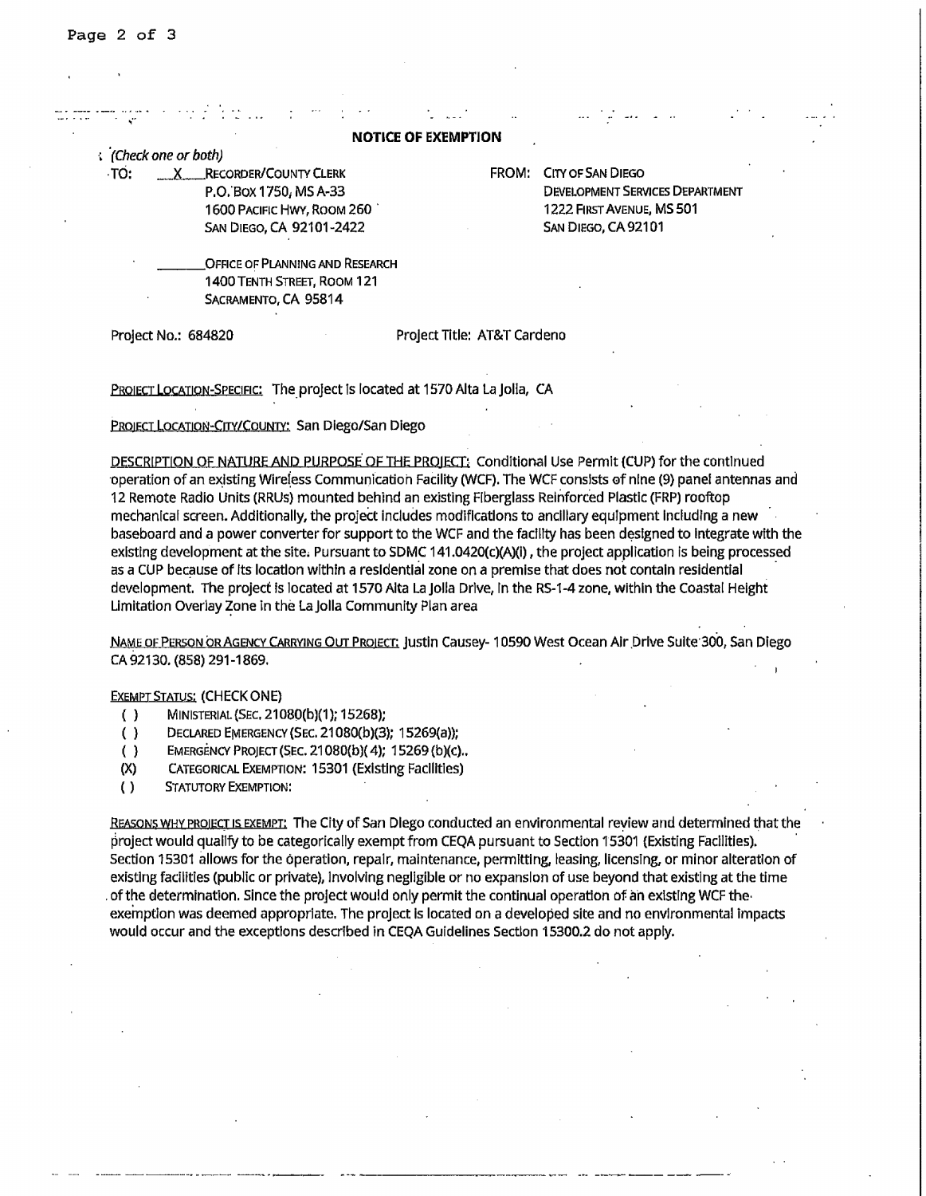## NOTICE OF EXEMPTION

*(Check one or both)*

TO: \_\_X\_\_ RECORDER/COUNTY CLERK
P.O. BOX 1750, MS A-33
1600 PACIFIC HWY, ROOM 260
SAN DIEGO, CA 92101-2422

\_\_\_\_\_\_ OFFICE OF PLANNING AND RESEARCH
1400 TENTH STREET, ROOM 121
SACRAMENTO, CA 95814

FROM: CITY OF SAN DIEGO
DEVELOPMENT SERVICES DEPARTMENT
1222 FIRST AVENUE, MS 501
SAN DIEGO, CA 92101

Project No.: 684820 Project Title: AT&T Cardeno

PROJECT LOCATION-SPECIFIC: The project is located at 1570 Alta La Jolla, CA

PROJECT LOCATION-CITY/COUNTY: San Diego/San Diego

DESCRIPTION OF NATURE AND PURPOSE OF THE PROJECT: Conditional Use Permit (CUP) for the continued operation of an existing Wireless Communication Facility (WCF). The WCF consists of nine (9) panel antennas and 12 Remote Radio Units (RRUs) mounted behind an existing Fiberglass Reinforced Plastic (FRP) rooftop mechanical screen. Additionally, the project includes modifications to ancillary equipment including a new baseboard and a power converter for support to the WCF and the facility has been designed to integrate with the existing development at the site. Pursuant to SDMC 141.0420(c)(A)(i), the project application is being processed as a CUP because of its location within a residential zone on a premise that does not contain residential development. The project is located at 1570 Alta La Jolla Drive, in the RS-1-4 zone, within the Coastal Height Limitation Overlay Zone in the La Jolla Community Plan area

NAME OF PERSON OR AGENCY CARRYING OUT PROJECT: Justin Causey- 10590 West Ocean Air Drive Suite 300, San Diego CA 92130. (858) 291-1869.

EXEMPT STATUS: (CHECK ONE)

- ( ) MINISTERIAL (SEC. 21080(b)(1); 15268);
- ( ) DECLARED EMERGENCY (SEC. 21080(b)(3); 15269(a));
- ( ) EMERGENCY PROJECT (SEC. 21080(b)(4); 15269 (b)(c)..
- (X) CATEGORICAL EXEMPTION: 15301 (Existing Facilities)
- ( ) STATUTORY EXEMPTION:

REASONS WHY PROJECT IS EXEMPT: The City of San Diego conducted an environmental review and determined that the project would qualify to be categorically exempt from CEQA pursuant to Section 15301 (Existing Facilities). Section 15301 allows for the operation, repair, maintenance, permitting, leasing, licensing, or minor alteration of existing facilities (public or private), involving negligible or no expansion of use beyond that existing at the time of the determination. Since the project would only permit the continual operation of an existing WCF the exemption was deemed appropriate. The project is located on a developed site and no environmental impacts would occur and the exceptions described in CEQA Guidelines Section 15300.2 do not apply.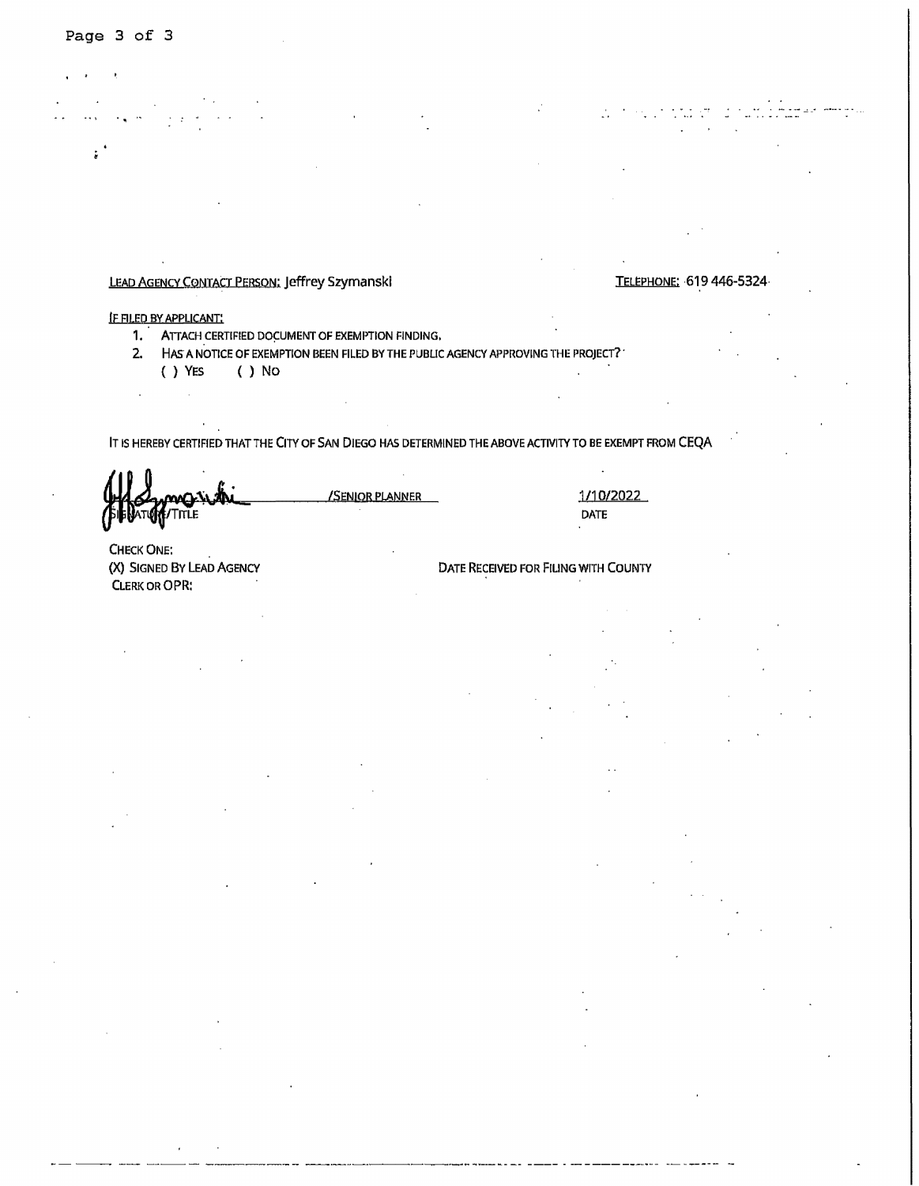LEAD AGENCY CONTACT PERSON: Jeffrey Szymanski

TELEPHONE: 619 446-5324

IF FILED BY APPLICANT:

1. ATTACH CERTIFIED DOCUMENT OF EXEMPTION FINDING.
2. HAS A NOTICE OF EXEMPTION BEEN FILED BY THE PUBLIC AGENCY APPROVING THE PROJECT?
   ( ) YES ( ) NO

IT IS HEREBY CERTIFIED THAT THE CITY OF SAN DIEGO HAS DETERMINED THE ABOVE ACTIVITY TO BE EXEMPT FROM CEQA

/SENIOR PLANNER

SIGNATURE/TITLE

1/10/2022

DATE

CHECK ONE:

(X) SIGNED BY LEAD AGENCY

CLERK OR OPR:

DATE RECEIVED FOR FILING WITH COUNTY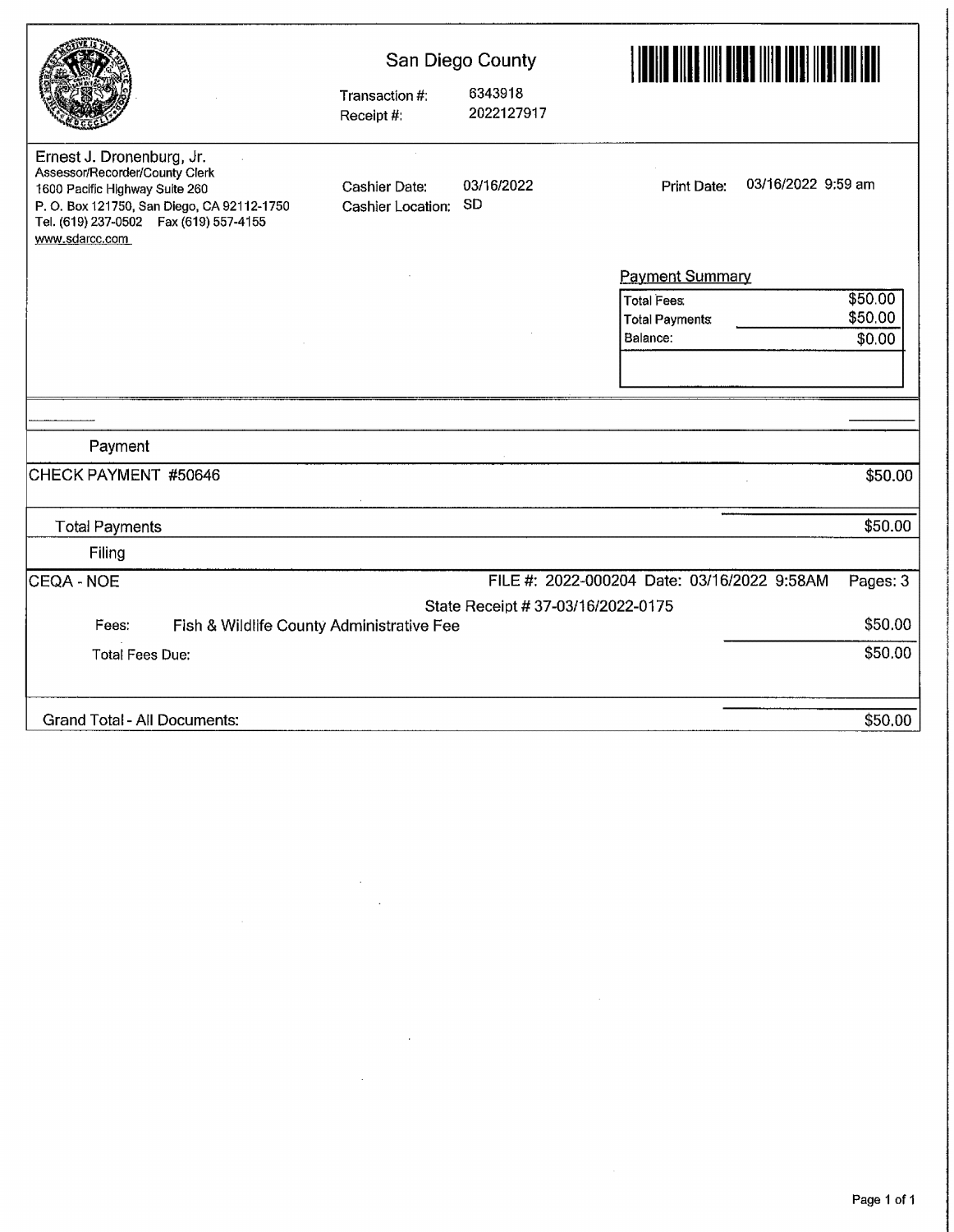# San Diego County

Transaction #: 6343918
Receipt #: 2022127917

Ernest J. Dronenburg, Jr.
Assessor/Recorder/County Clerk
1600 Pacific Highway Suite 260
P. O. Box 121750, San Diego, CA 92112-1750
Tel. (619) 237-0502 Fax (619) 557-4155
www.sdarcc.com

Cashier Date: 03/16/2022
Cashier Location: SD

Print Date: 03/16/2022 9:59 am

**Payment Summary**

| | |
|---|---|
| Total Fees | $50.00 |
| Total Payments | $50.00 |
| Balance: | $0.00 |

**Payment**

| | |
|---|---|
| CHECK PAYMENT #50646 | $50.00 |
| Total Payments | $50.00 |

**Filing**

CEQA - NOE — FILE #: 2022-000204 Date: 03/16/2022 9:58AM — Pages: 3

State Receipt # 37-03/16/2022-0175

| | | |
|---|---|---|
| Fees: | Fish & Wildlife County Administrative Fee | $50.00 |
| Total Fees Due: | | $50.00 |

| | |
|---|---|
| Grand Total - All Documents: | $50.00 |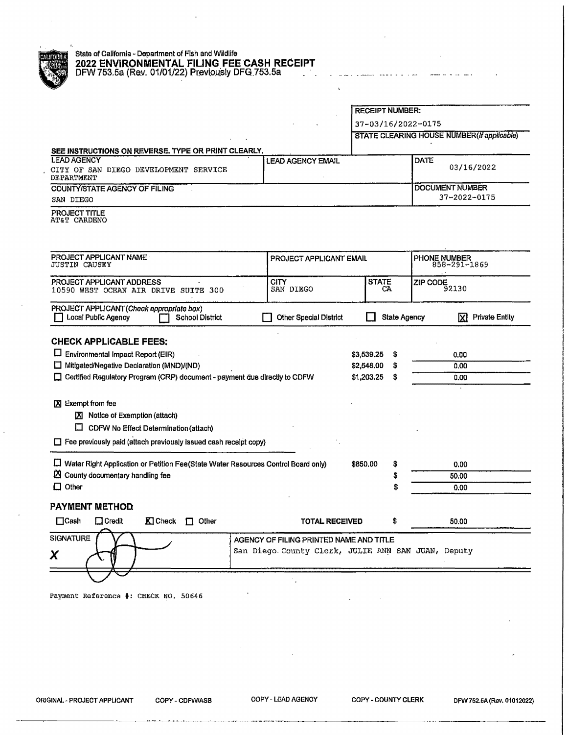State of California - Department of Fish and Wildlife

# 2022 ENVIRONMENTAL FILING FEE CASH RECEIPT

DFW 753.5a (Rev. 01/01/22) Previously DFG 753.5a

| | |
|---|---|
| RECEIPT NUMBER: | 37-03/16/2022-0175 |
| STATE CLEARING HOUSE NUMBER (If applicable) | |

SEE INSTRUCTIONS ON REVERSE. TYPE OR PRINT CLEARLY.

| LEAD AGENCY | LEAD AGENCY EMAIL | DATE |
|---|---|---|
| CITY OF SAN DIEGO DEVELOPMENT SERVICE DEPARTMENT | | 03/16/2022 |
| COUNTY/STATE AGENCY OF FILING | | DOCUMENT NUMBER |
| SAN DIEGO | | 37-2022-0175 |

PROJECT TITLE
AT&T CARDENO

| PROJECT APPLICANT NAME | PROJECT APPLICANT EMAIL | | PHONE NUMBER |
|---|---|---|---|
| JUSTIN CAUSEY | | | 858-291-1869 |
| PROJECT APPLICANT ADDRESS | CITY | STATE | ZIP CODE |
| 10590 WEST OCEAN AIR DRIVE SUITE 300 | SAN DIEGO | CA | 92130 |

PROJECT APPLICANT (Check appropriate box)

☐ Local Public Agency ☐ School District ☐ Other Special District ☐ State Agency ☒ Private Entity

## CHECK APPLICABLE FEES:

| | | |
|---|---|---|
| ☐ Environmental Impact Report (EIR) | $3,539.25 | $ 0.00 |
| ☐ Mitigated/Negative Declaration (MND)/(ND) | $2,548.00 | $ 0.00 |
| ☐ Certified Regulatory Program (CRP) document - payment due directly to CDFW | $1,203.25 | $ 0.00 |

☒ Exempt from fee

- ☒ Notice of Exemption (attach)
- ☐ CDFW No Effect Determination (attach)

☐ Fee previously paid (attach previously issued cash receipt copy)

| | | |
|---|---|---|
| ☐ Water Right Application or Petition Fee (State Water Resources Control Board only) | $850.00 | $ 0.00 |
| ☒ County documentary handling fee | | $ 50.00 |
| ☐ Other | | $ 0.00 |

## PAYMENT METHOD

☐ Cash ☐ Credit ☒ Check ☐ Other

TOTAL RECEIVED $ 50.00

| SIGNATURE | AGENCY OF FILING PRINTED NAME AND TITLE |
|---|---|
| X | San Diego County Clerk, JULIE ANN SAN JUAN, Deputy |

Payment Reference #: CHECK NO. 50646

ORIGINAL - PROJECT APPLICANT COPY - CDFW/ASB COPY - LEAD AGENCY COPY - COUNTY CLERK DFW 752.5A (Rev. 01012022)